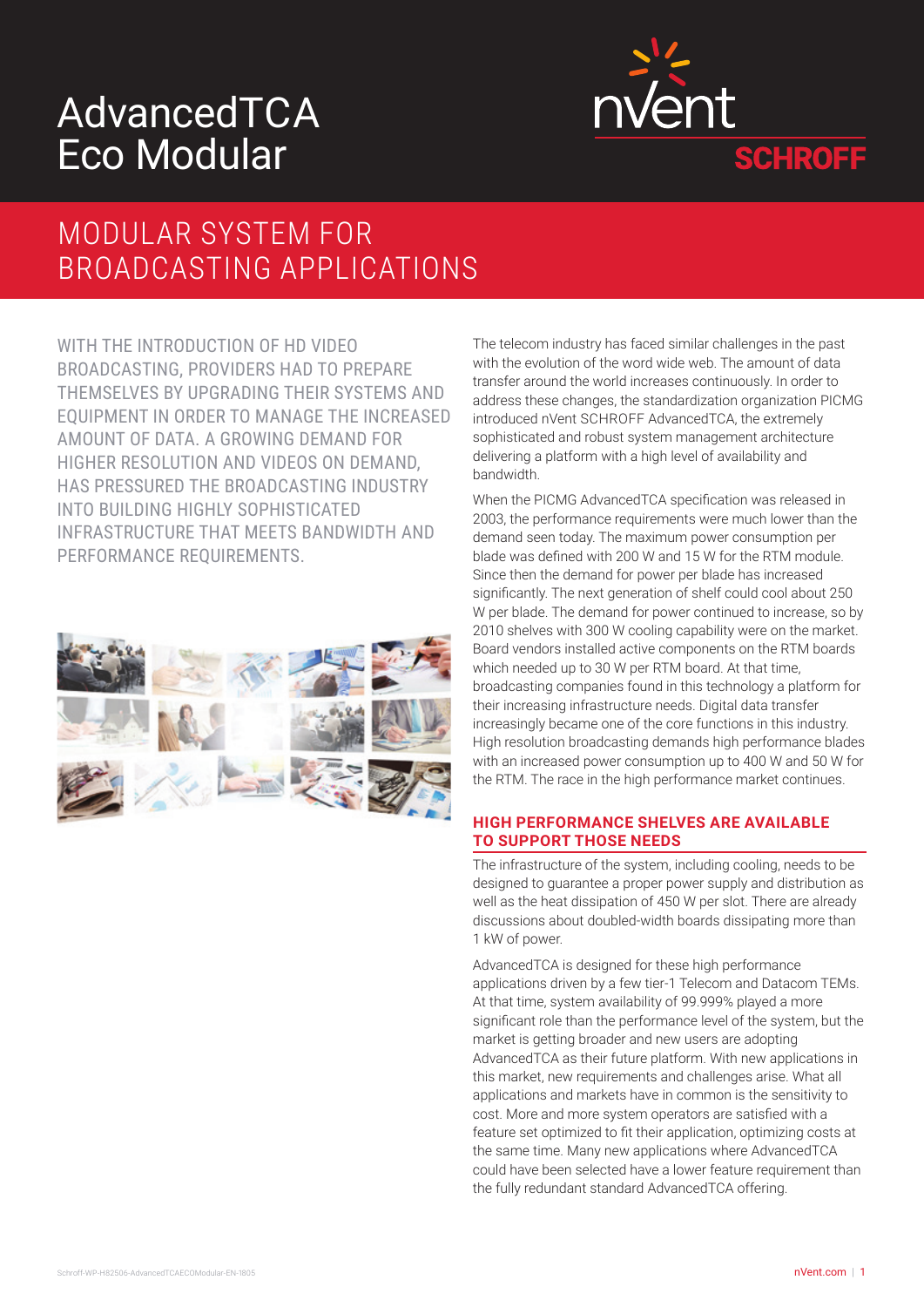# AdvancedTCA Eco Modular

nVent SCHROFF

## MODULAR SYSTEM FOR BROADCASTING APPLICATIONS

WITH THE INTRODUCTION OF HD VIDEO BROADCASTING, PROVIDERS HAD TO PREPARE THEMSELVES BY UPGRADING THEIR SYSTEMS AND EQUIPMENT IN ORDER TO MANAGE THE INCREASED AMOUNT OF DATA. A GROWING DEMAND FOR HIGHER RESOLUTION AND VIDEOS ON DEMAND, HAS PRESSURED THE BROADCASTING INDUSTRY INTO BUILDING HIGHLY SOPHISTICATED INFRASTRUCTURE THAT MEETS BANDWIDTH AND PERFORMANCE REQUIREMENTS.

The telecom industry has faced similar challenges in the past with the evolution of the word wide web. The amount of data transfer around the world increases continuously. In order to address these changes, the standardization organization PICMG introduced nVent SCHROFF AdvancedTCA, the extremely sophisticated and robust system management architecture delivering a platform with a high level of availability and bandwidth.

When the PICMG AdvancedTCA specification was released in 2003, the performance requirements were much lower than the demand seen today. The maximum power consumption per blade was defined with 200 W and 15 W for the RTM module. Since then the demand for power per blade has increased significantly. The next generation of shelf could cool about 250 W per blade. The demand for power continued to increase, so by 2010 shelves with 300 W cooling capability were on the market. Board vendors installed active components on the RTM boards which needed up to 30 W per RTM board. At that time, broadcasting companies found in this technology a platform for their increasing infrastructure needs. Digital data transfer increasingly became one of the core functions in this industry. High resolution broadcasting demands high performance blades with an increased power consumption up to 400 W and 50 W for the RTM. The race in the high performance market continues.

### HIGH PERFORMANCE SHELVES ARE AVAILABLE TO SUPPORT THOSE NEEDS

The infrastructure of the system, including cooling, needs to be designed to guarantee a proper power supply and distribution as well as the heat dissipation of 450 W per slot. There are already discussions about doubled-width boards dissipating more than 1 kW of power.

AdvancedTCA is designed for these high performance applications driven by a few tier-1 Telecom and Datacom TEMs. At that time, system availability of 99.999% played a more significant role than the performance level of the system, but the market is getting broader and new users are adopting AdvancedTCA as their future platform. With new applications in this market, new requirements and challenges arise. What all applications and markets have in common is the sensitivity to cost. More and more system operators are satisfied with a feature set optimized to fit their application, optimizing costs at the same time. Many new applications where AdvancedTCA could have been selected have a lower feature requirement than the fully redundant standard AdvancedTCA offering.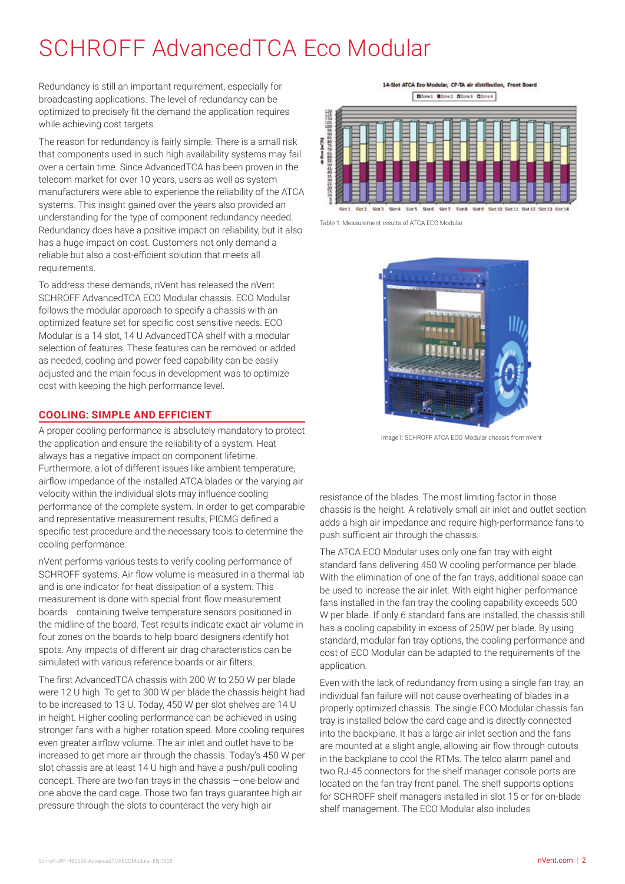# SCHROFF AdvancedTCA Eco Modular

Redundancy is still an important requirement, especially for broadcasting applications. The level of redundancy can be optimized to precisely fit the demand the application requires while achieving cost targets.

The reason for redundancy is fairly simple. There is a small risk that components used in such high availability systems may fail over a certain time. Since AdvancedTCA has been proven in the telecom market for over 10 years, users as well as system manufacturers were able to experience the reliability of the ATCA systems. This insight gained over the years also provided an understanding for the type of component redundancy needed. Redundancy does have a positive impact on reliability, but it also has a huge impact on cost. Customers not only demand a reliable but also a cost-efficient solution that meets all requirements.

To address these demands, nVent has released the nVent SCHROFF AdvancedTCA ECO Modular chassis. ECO Modular follows the modular approach to specify a chassis with an optimized feature set for specific cost sensitive needs. ECO Modular is a 14 slot, 14 U AdvancedTCA shelf with a modular selection of features. These features can be removed or added as needed, cooling and power feed capability can be easily adjusted and the main focus in development was to optimize cost with keeping the high performance level.

## COOLING: SIMPLE AND EFFICIENT

A proper cooling performance is absolutely mandatory to protect the application and ensure the reliability of a system. Heat always has a negative impact on component lifetime. Furthermore, a lot of different issues like ambient temperature, airflow impedance of the installed ATCA blades or the varying air velocity within the individual slots may influence cooling performance of the complete system. In order to get comparable and representative measurement results, PICMG defined a specific test procedure and the necessary tools to determine the cooling performance.

nVent performs various tests to verify cooling performance of SCHROFF systems. Air flow volume is measured in a thermal lab and is one indicator for heat dissipation of a system. This measurement is done with special front flow measurement boards containing twelve temperature sensors positioned in the midline of the board. Test results indicate exact air volume in four zones on the boards to help board designers identify hot spots. Any impacts of different air drag characteristics can be simulated with various reference boards or air filters.

The first AdvancedTCA chassis with 200 W to 250 W per blade were 12 U high. To get to 300 W per blade the chassis height had to be increased to 13 U. Today, 450 W per slot shelves are 14 U in height. Higher cooling performance can be achieved in using stronger fans with a higher rotation speed. More cooling requires even greater airflow volume. The air inlet and outlet have to be increased to get more air through the chassis. Today's 450 W per slot chassis are at least 14 U high and have a push/pull cooling concept. There are two fan trays in the chassis —one below and one above the card cage. Those two fan trays guarantee high air pressure through the slots to counteract the very high air resistance of the blades. The most limiting factor in those chassis is the height. A relatively small air inlet and outlet section adds a high air impedance and require high-performance fans to push sufficient air through the chassis.

14-Slot ATCA Eco Modular, CP-TA air distribution, Front Board

Table 1: Measurement results of ATCA ECO Modular

Image1: SCHROFF ATCA ECO Modular chassis from nVent

The ATCA ECO Modular uses only one fan tray with eight standard fans delivering 450 W cooling performance per blade. With the elimination of one of the fan trays, additional space can be used to increase the air inlet. With eight higher performance fans installed in the fan tray the cooling capability exceeds 500 W per blade. If only 6 standard fans are installed, the chassis still has a cooling capability in excess of 250W per blade. By using standard, modular fan tray options, the cooling performance and cost of ECO Modular can be adapted to the requirements of the application.

Even with the lack of redundancy from using a single fan tray, an individual fan failure will not cause overheating of blades in a properly optimized chassis. The single ECO Modular chassis fan tray is installed below the card cage and is directly connected into the backplane. It has a large air inlet section and the fans are mounted at a slight angle, allowing air flow through cutouts in the backplane to cool the RTMs. The telco alarm panel and two RJ-45 connectors for the shelf manager console ports are located on the fan tray front panel. The shelf supports options for SCHROFF shelf managers installed in slot 15 or for on-blade shelf management. The ECO Modular also includes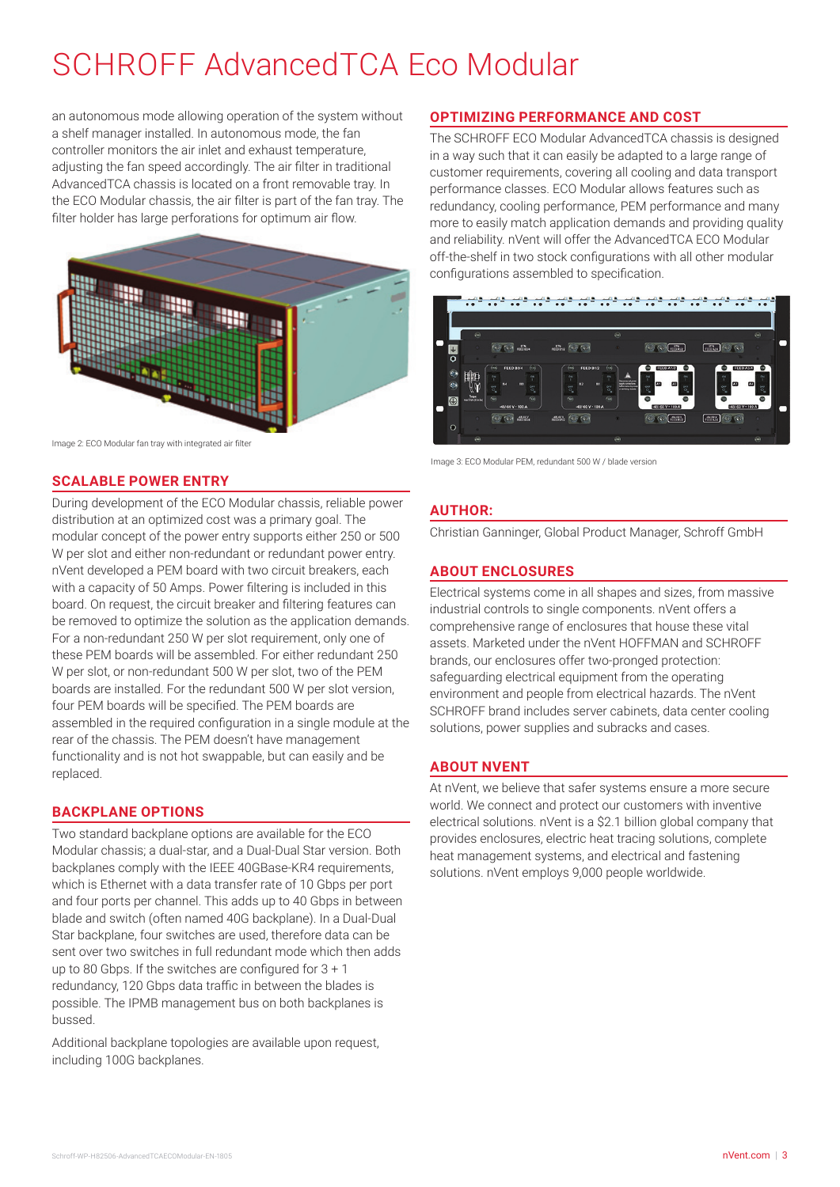# SCHROFF AdvancedTCA Eco Modular

an autonomous mode allowing operation of the system without a shelf manager installed. In autonomous mode, the fan controller monitors the air inlet and exhaust temperature, adjusting the fan speed accordingly. The air filter in traditional AdvancedTCA chassis is located on a front removable tray. In the ECO Modular chassis, the air filter is part of the fan tray. The filter holder has large perforations for optimum air flow.

Image 2: ECO Modular fan tray with integrated air filter

## SCALABLE POWER ENTRY

During development of the ECO Modular chassis, reliable power distribution at an optimized cost was a primary goal. The modular concept of the power entry supports either 250 or 500 W per slot and either non-redundant or redundant power entry. nVent developed a PEM board with two circuit breakers, each with a capacity of 50 Amps. Power filtering is included in this board. On request, the circuit breaker and filtering features can be removed to optimize the solution as the application demands. For a non-redundant 250 W per slot requirement, only one of these PEM boards will be assembled. For either redundant 250 W per slot, or non-redundant 500 W per slot, two of the PEM boards are installed. For the redundant 500 W per slot version, four PEM boards will be specified. The PEM boards are assembled in the required configuration in a single module at the rear of the chassis. The PEM doesn't have management functionality and is not hot swappable, but can easily and be replaced.

## BACKPLANE OPTIONS

Two standard backplane options are available for the ECO Modular chassis; a dual-star, and a Dual-Dual Star version. Both backplanes comply with the IEEE 40GBase-KR4 requirements, which is Ethernet with a data transfer rate of 10 Gbps per port and four ports per channel. This adds up to 40 Gbps in between blade and switch (often named 40G backplane). In a Dual-Dual Star backplane, four switches are used, therefore data can be sent over two switches in full redundant mode which then adds up to 80 Gbps. If the switches are configured for 3 + 1 redundancy, 120 Gbps data traffic in between the blades is possible. The IPMB management bus on both backplanes is bussed.

Additional backplane topologies are available upon request, including 100G backplanes.

## OPTIMIZING PERFORMANCE AND COST

The SCHROFF ECO Modular AdvancedTCA chassis is designed in a way such that it can easily be adapted to a large range of customer requirements, covering all cooling and data transport performance classes. ECO Modular allows features such as redundancy, cooling performance, PEM performance and many more to easily match application demands and providing quality and reliability. nVent will offer the AdvancedTCA ECO Modular off-the-shelf in two stock configurations with all other modular configurations assembled to specification.

Image 3: ECO Modular PEM, redundant 500 W / blade version

## AUTHOR:

Christian Ganninger, Global Product Manager, Schroff GmbH

## ABOUT ENCLOSURES

Electrical systems come in all shapes and sizes, from massive industrial controls to single components. nVent offers a comprehensive range of enclosures that house these vital assets. Marketed under the nVent HOFFMAN and SCHROFF brands, our enclosures offer two-pronged protection: safeguarding electrical equipment from the operating environment and people from electrical hazards. The nVent SCHROFF brand includes server cabinets, data center cooling solutions, power supplies and subracks and cases.

## ABOUT NVENT

At nVent, we believe that safer systems ensure a more secure world. We connect and protect our customers with inventive electrical solutions. nVent is a $2.1 billion global company that provides enclosures, electric heat tracing solutions, complete heat management systems, and electrical and fastening solutions. nVent employs 9,000 people worldwide.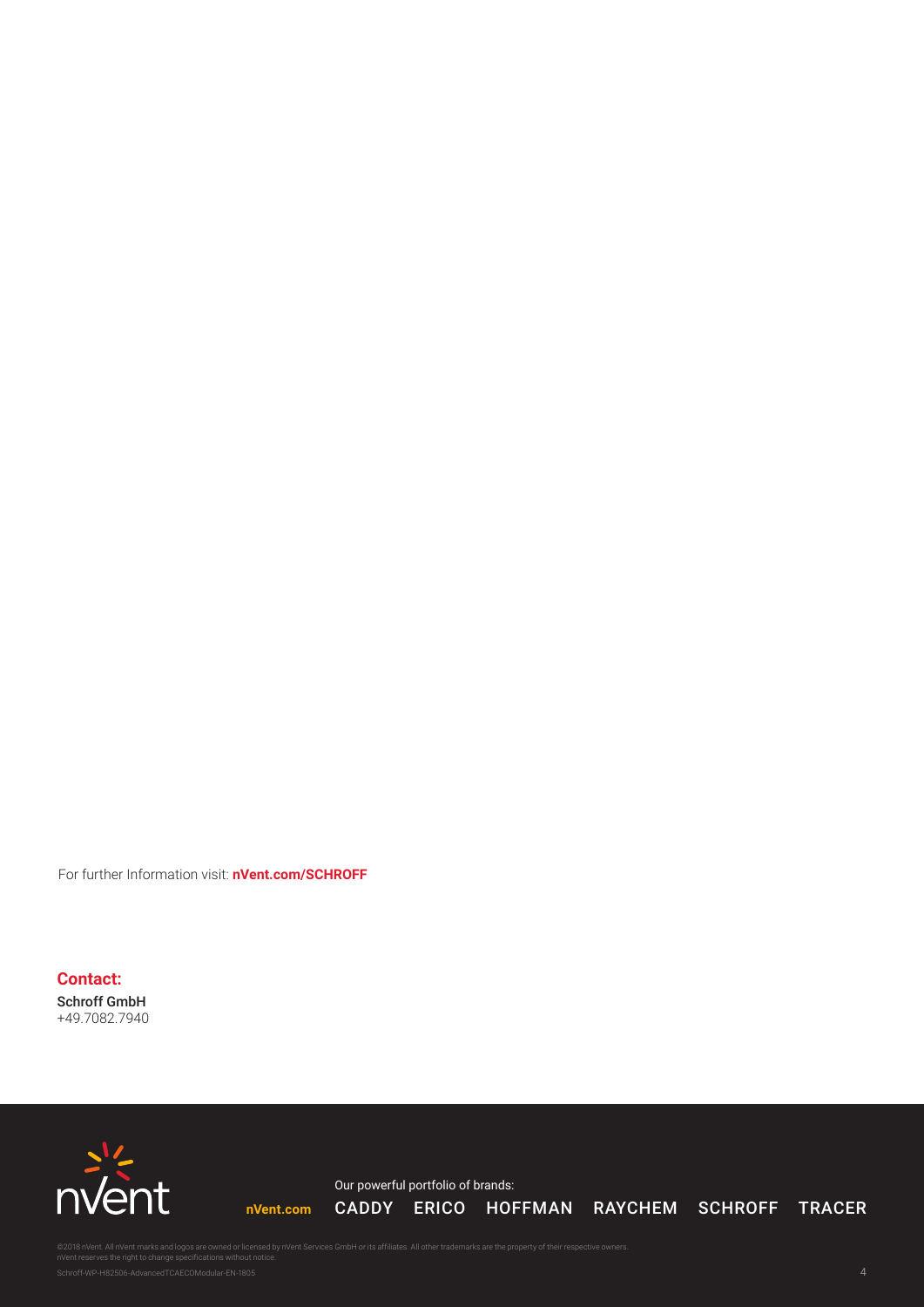For further Information visit: **nVent.com/SCHROFF**

**Contact:**

Schroff GmbH
+49.7082.7940

Our powerful portfolio of brands:

**nVent.com** CADDY ERICO HOFFMAN RAYCHEM SCHROFF TRACER

©2018 nVent. All nVent marks and logos are owned or licensed by nVent Services GmbH or its affiliates. All other trademarks are the property of their respective owners.
nVent reserves the right to change specifications without notice.

Schroff-WP-H82506-AdvancedTCAECOModular-EN-1805